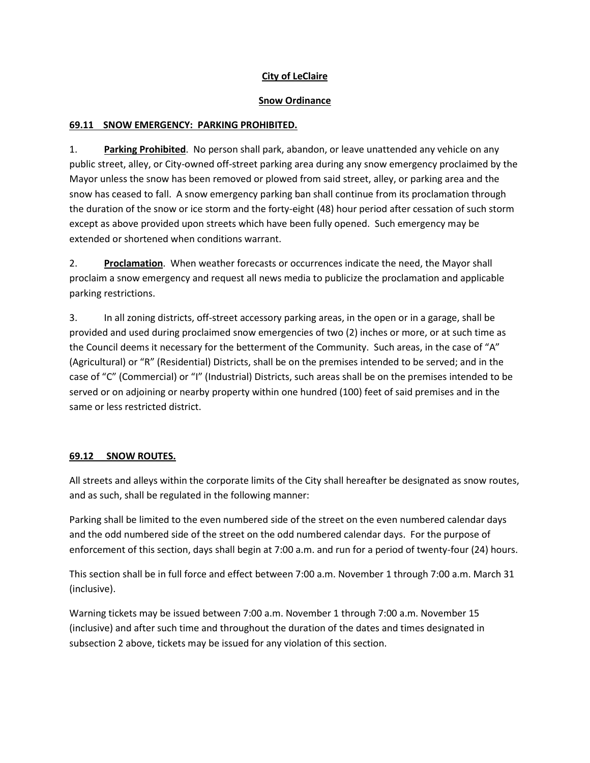# City of LeClaire

## Snow Ordinance

### 69.11 SNOW EMERGENCY: PARKING PROHIBITED.

1. **Parking Prohibited**. No person shall park, abandon, or leave unattended any vehicle on any public street, alley, or City-owned off-street parking area during any snow emergency proclaimed by the Mayor unless the snow has been removed or plowed from said street, alley, or parking area and the snow has ceased to fall. A snow emergency parking ban shall continue from its proclamation through the duration of the snow or ice storm and the forty-eight (48) hour period after cessation of such storm except as above provided upon streets which have been fully opened. Such emergency may be extended or shortened when conditions warrant.

2. **Proclamation**. When weather forecasts or occurrences indicate the need, the Mayor shall proclaim a snow emergency and request all news media to publicize the proclamation and applicable parking restrictions.

3. In all zoning districts, off-street accessory parking areas, in the open or in a garage, shall be provided and used during proclaimed snow emergencies of two (2) inches or more, or at such time as the Council deems it necessary for the betterment of the Community. Such areas, in the case of "A" (Agricultural) or "R" (Residential) Districts, shall be on the premises intended to be served; and in the case of "C" (Commercial) or "I" (Industrial) Districts, such areas shall be on the premises intended to be served or on adjoining or nearby property within one hundred (100) feet of said premises and in the same or less restricted district.

### 69.12 SNOW ROUTES.

All streets and alleys within the corporate limits of the City shall hereafter be designated as snow routes, and as such, shall be regulated in the following manner:

Parking shall be limited to the even numbered side of the street on the even numbered calendar days and the odd numbered side of the street on the odd numbered calendar days. For the purpose of enforcement of this section, days shall begin at 7:00 a.m. and run for a period of twenty-four (24) hours.

This section shall be in full force and effect between 7:00 a.m. November 1 through 7:00 a.m. March 31 (inclusive).

Warning tickets may be issued between 7:00 a.m. November 1 through 7:00 a.m. November 15 (inclusive) and after such time and throughout the duration of the dates and times designated in subsection 2 above, tickets may be issued for any violation of this section.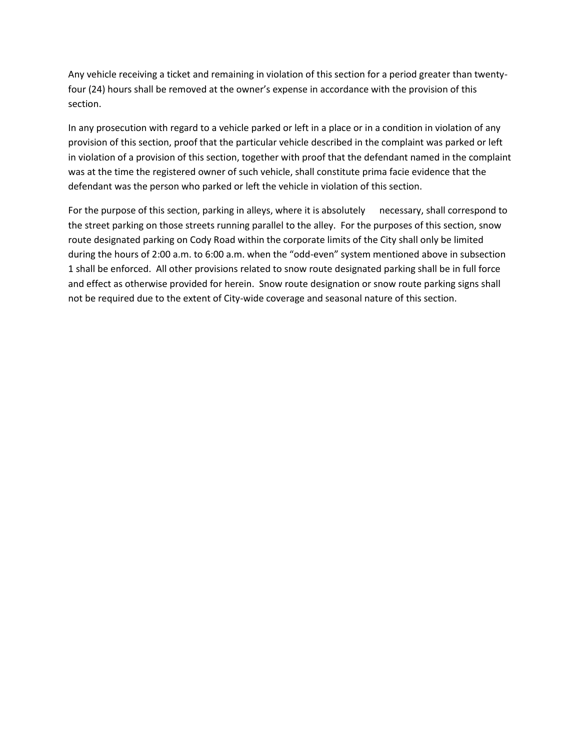Any vehicle receiving a ticket and remaining in violation of this section for a period greater than twenty-four (24) hours shall be removed at the owner's expense in accordance with the provision of this section.

In any prosecution with regard to a vehicle parked or left in a place or in a condition in violation of any provision of this section, proof that the particular vehicle described in the complaint was parked or left in violation of a provision of this section, together with proof that the defendant named in the complaint was at the time the registered owner of such vehicle, shall constitute prima facie evidence that the defendant was the person who parked or left the vehicle in violation of this section.

For the purpose of this section, parking in alleys, where it is absolutely necessary, shall correspond to the street parking on those streets running parallel to the alley. For the purposes of this section, snow route designated parking on Cody Road within the corporate limits of the City shall only be limited during the hours of 2:00 a.m. to 6:00 a.m. when the "odd-even" system mentioned above in subsection 1 shall be enforced. All other provisions related to snow route designated parking shall be in full force and effect as otherwise provided for herein. Snow route designation or snow route parking signs shall not be required due to the extent of City-wide coverage and seasonal nature of this section.